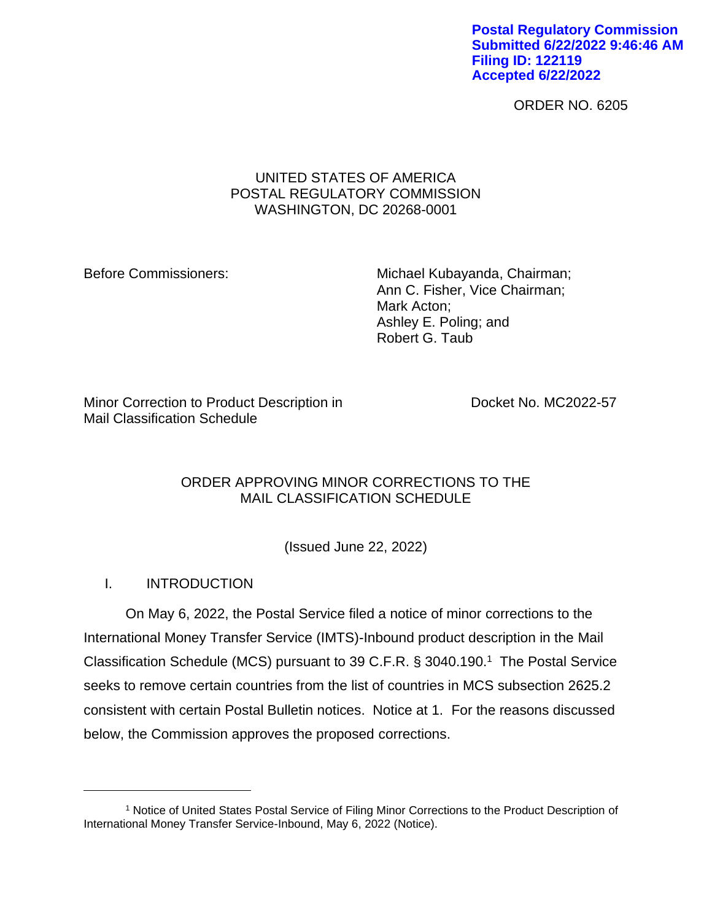Postal Regulatory Commission
Submitted 6/22/2022 9:46:46 AM
Filing ID: 122119
Accepted 6/22/2022

ORDER NO. 6205

UNITED STATES OF AMERICA
POSTAL REGULATORY COMMISSION
WASHINGTON, DC 20268-0001

Before Commissioners:

Michael Kubayanda, Chairman;
Ann C. Fisher, Vice Chairman;
Mark Acton;
Ashley E. Poling; and
Robert G. Taub

Minor Correction to Product Description in Mail Classification Schedule

Docket No. MC2022-57

ORDER APPROVING MINOR CORRECTIONS TO THE MAIL CLASSIFICATION SCHEDULE

(Issued June 22, 2022)

## I. INTRODUCTION

On May 6, 2022, the Postal Service filed a notice of minor corrections to the International Money Transfer Service (IMTS)-Inbound product description in the Mail Classification Schedule (MCS) pursuant to 39 C.F.R. § 3040.190.[1] The Postal Service seeks to remove certain countries from the list of countries in MCS subsection 2625.2 consistent with certain Postal Bulletin notices. Notice at 1. For the reasons discussed below, the Commission approves the proposed corrections.

---

[1] Notice of United States Postal Service of Filing Minor Corrections to the Product Description of International Money Transfer Service-Inbound, May 6, 2022 (Notice).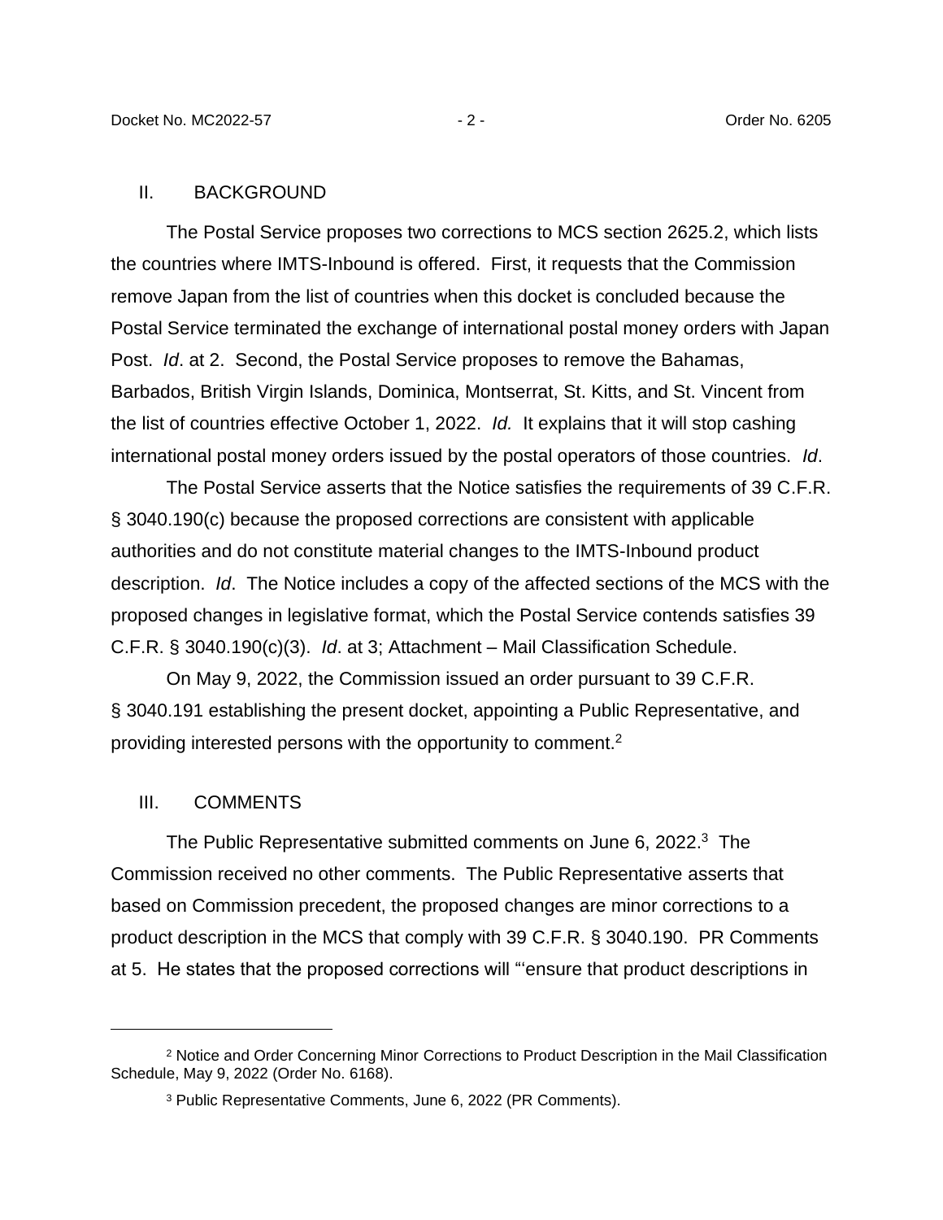## II. BACKGROUND

The Postal Service proposes two corrections to MCS section 2625.2, which lists the countries where IMTS-Inbound is offered. First, it requests that the Commission remove Japan from the list of countries when this docket is concluded because the Postal Service terminated the exchange of international postal money orders with Japan Post. *Id*. at 2. Second, the Postal Service proposes to remove the Bahamas, Barbados, British Virgin Islands, Dominica, Montserrat, St. Kitts, and St. Vincent from the list of countries effective October 1, 2022. *Id.* It explains that it will stop cashing international postal money orders issued by the postal operators of those countries. *Id*.

The Postal Service asserts that the Notice satisfies the requirements of 39 C.F.R. § 3040.190(c) because the proposed corrections are consistent with applicable authorities and do not constitute material changes to the IMTS-Inbound product description. *Id*. The Notice includes a copy of the affected sections of the MCS with the proposed changes in legislative format, which the Postal Service contends satisfies 39 C.F.R. § 3040.190(c)(3). *Id*. at 3; Attachment – Mail Classification Schedule.

On May 9, 2022, the Commission issued an order pursuant to 39 C.F.R. § 3040.191 establishing the present docket, appointing a Public Representative, and providing interested persons with the opportunity to comment.[2]

## III. COMMENTS

The Public Representative submitted comments on June 6, 2022.[3] The Commission received no other comments. The Public Representative asserts that based on Commission precedent, the proposed changes are minor corrections to a product description in the MCS that comply with 39 C.F.R. § 3040.190. PR Comments at 5. He states that the proposed corrections will "'ensure that product descriptions in

---

[2] Notice and Order Concerning Minor Corrections to Product Description in the Mail Classification Schedule, May 9, 2022 (Order No. 6168).

[3] Public Representative Comments, June 6, 2022 (PR Comments).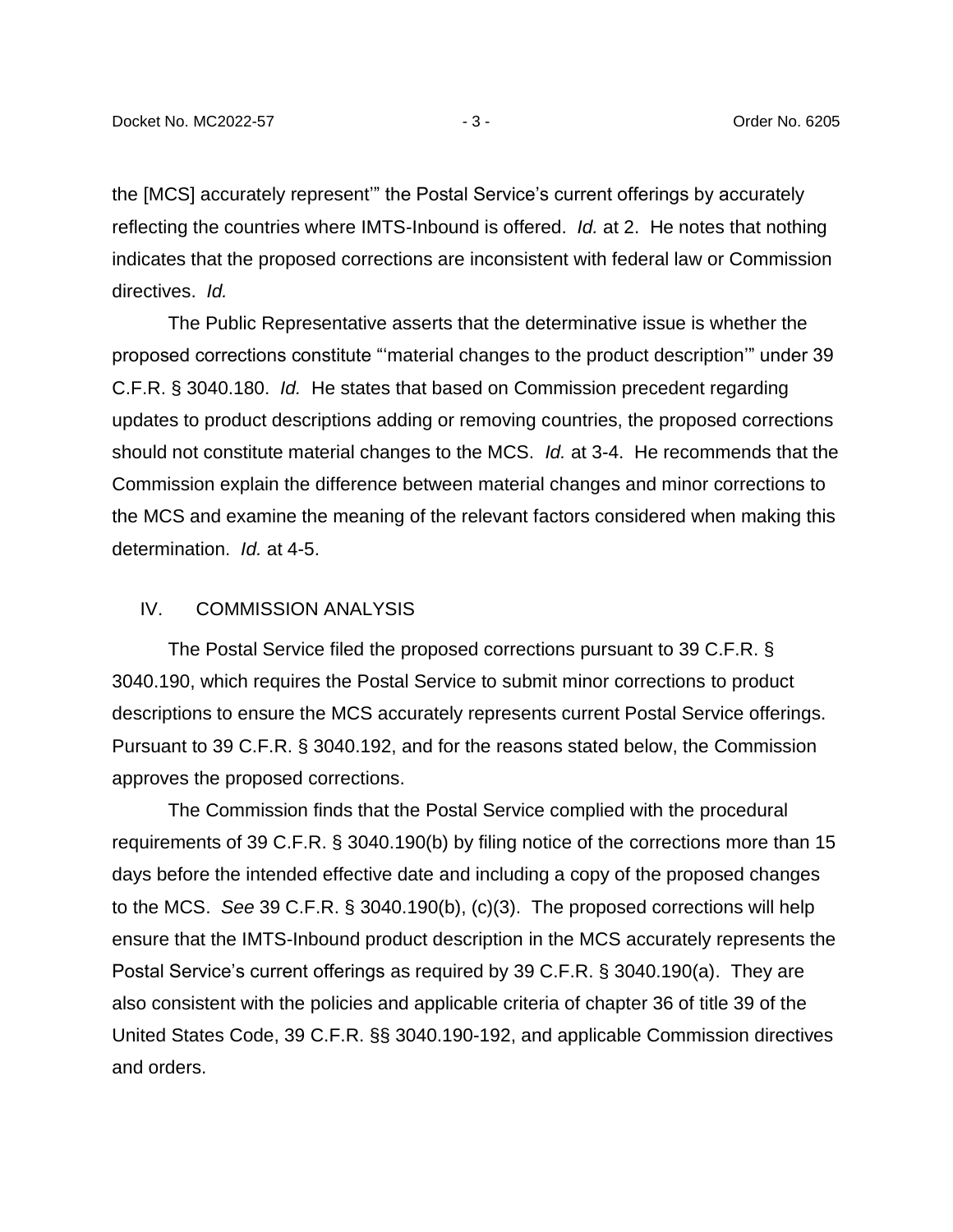the [MCS] accurately represent'" the Postal Service's current offerings by accurately reflecting the countries where IMTS-Inbound is offered. *Id.* at 2. He notes that nothing indicates that the proposed corrections are inconsistent with federal law or Commission directives. *Id.*

The Public Representative asserts that the determinative issue is whether the proposed corrections constitute "'material changes to the product description'" under 39 C.F.R. § 3040.180. *Id.* He states that based on Commission precedent regarding updates to product descriptions adding or removing countries, the proposed corrections should not constitute material changes to the MCS. *Id.* at 3-4. He recommends that the Commission explain the difference between material changes and minor corrections to the MCS and examine the meaning of the relevant factors considered when making this determination. *Id.* at 4-5.

## IV. COMMISSION ANALYSIS

The Postal Service filed the proposed corrections pursuant to 39 C.F.R. § 3040.190, which requires the Postal Service to submit minor corrections to product descriptions to ensure the MCS accurately represents current Postal Service offerings. Pursuant to 39 C.F.R. § 3040.192, and for the reasons stated below, the Commission approves the proposed corrections.

The Commission finds that the Postal Service complied with the procedural requirements of 39 C.F.R. § 3040.190(b) by filing notice of the corrections more than 15 days before the intended effective date and including a copy of the proposed changes to the MCS. *See* 39 C.F.R. § 3040.190(b), (c)(3). The proposed corrections will help ensure that the IMTS-Inbound product description in the MCS accurately represents the Postal Service's current offerings as required by 39 C.F.R. § 3040.190(a). They are also consistent with the policies and applicable criteria of chapter 36 of title 39 of the United States Code, 39 C.F.R. §§ 3040.190-192, and applicable Commission directives and orders.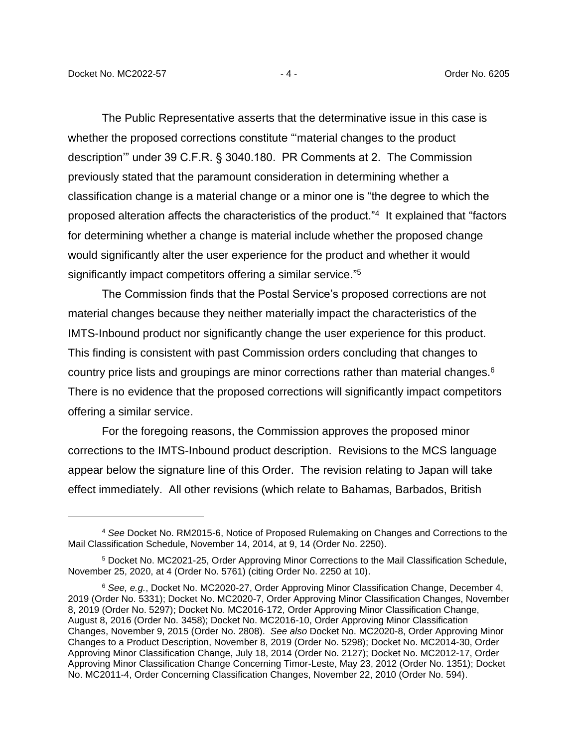The Public Representative asserts that the determinative issue in this case is whether the proposed corrections constitute "'material changes to the product description'" under 39 C.F.R. § 3040.180. PR Comments at 2. The Commission previously stated that the paramount consideration in determining whether a classification change is a material change or a minor one is "the degree to which the proposed alteration affects the characteristics of the product."[4] It explained that "factors for determining whether a change is material include whether the proposed change would significantly alter the user experience for the product and whether it would significantly impact competitors offering a similar service."[5]

The Commission finds that the Postal Service's proposed corrections are not material changes because they neither materially impact the characteristics of the IMTS-Inbound product nor significantly change the user experience for this product. This finding is consistent with past Commission orders concluding that changes to country price lists and groupings are minor corrections rather than material changes.[6] There is no evidence that the proposed corrections will significantly impact competitors offering a similar service.

For the foregoing reasons, the Commission approves the proposed minor corrections to the IMTS-Inbound product description. Revisions to the MCS language appear below the signature line of this Order. The revision relating to Japan will take effect immediately. All other revisions (which relate to Bahamas, Barbados, British

---

[4] *See* Docket No. RM2015-6, Notice of Proposed Rulemaking on Changes and Corrections to the Mail Classification Schedule, November 14, 2014, at 9, 14 (Order No. 2250).

[5] Docket No. MC2021-25, Order Approving Minor Corrections to the Mail Classification Schedule, November 25, 2020, at 4 (Order No. 5761) (citing Order No. 2250 at 10).

[6] *See, e.g.*, Docket No. MC2020-27, Order Approving Minor Classification Change, December 4, 2019 (Order No. 5331); Docket No. MC2020-7, Order Approving Minor Classification Changes, November 8, 2019 (Order No. 5297); Docket No. MC2016-172, Order Approving Minor Classification Change, August 8, 2016 (Order No. 3458); Docket No. MC2016-10, Order Approving Minor Classification Changes, November 9, 2015 (Order No. 2808). *See also* Docket No. MC2020-8, Order Approving Minor Changes to a Product Description, November 8, 2019 (Order No. 5298); Docket No. MC2014-30, Order Approving Minor Classification Change, July 18, 2014 (Order No. 2127); Docket No. MC2012-17, Order Approving Minor Classification Change Concerning Timor-Leste, May 23, 2012 (Order No. 1351); Docket No. MC2011-4, Order Concerning Classification Changes, November 22, 2010 (Order No. 594).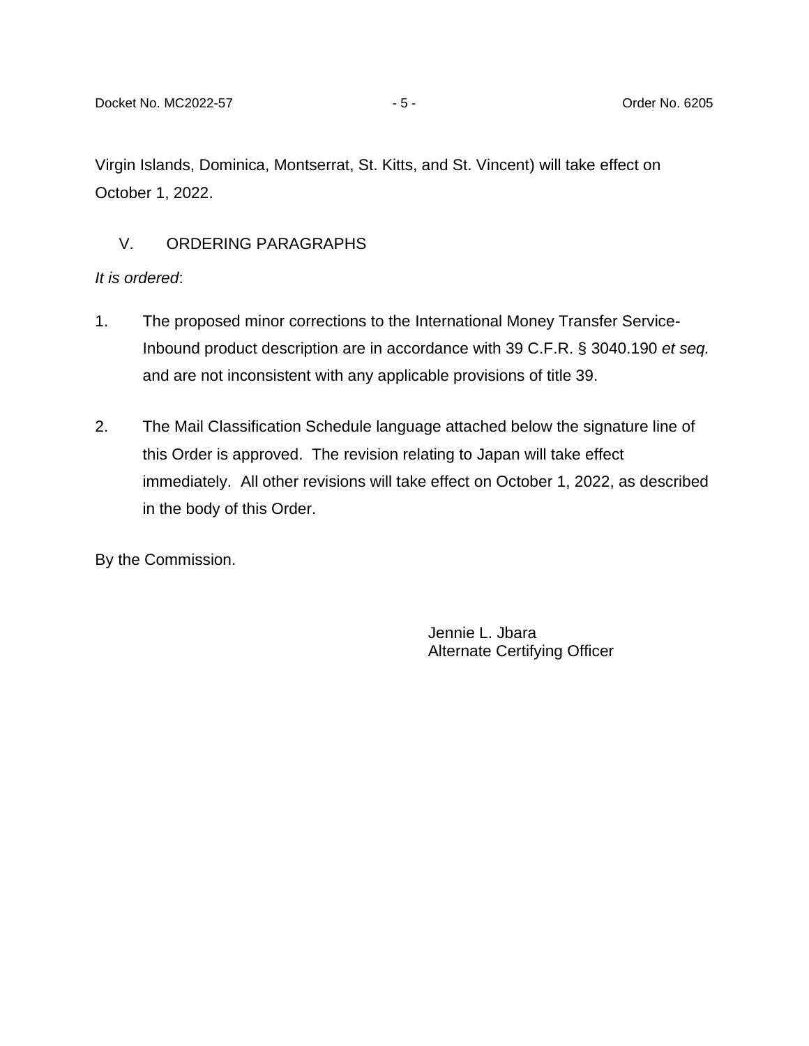Virgin Islands, Dominica, Montserrat, St. Kitts, and St. Vincent) will take effect on October 1, 2022.

## V. ORDERING PARAGRAPHS

*It is ordered*:

1. The proposed minor corrections to the International Money Transfer Service-Inbound product description are in accordance with 39 C.F.R. § 3040.190 *et seq.* and are not inconsistent with any applicable provisions of title 39.

2. The Mail Classification Schedule language attached below the signature line of this Order is approved. The revision relating to Japan will take effect immediately. All other revisions will take effect on October 1, 2022, as described in the body of this Order.

By the Commission.

Jennie L. Jbara
Alternate Certifying Officer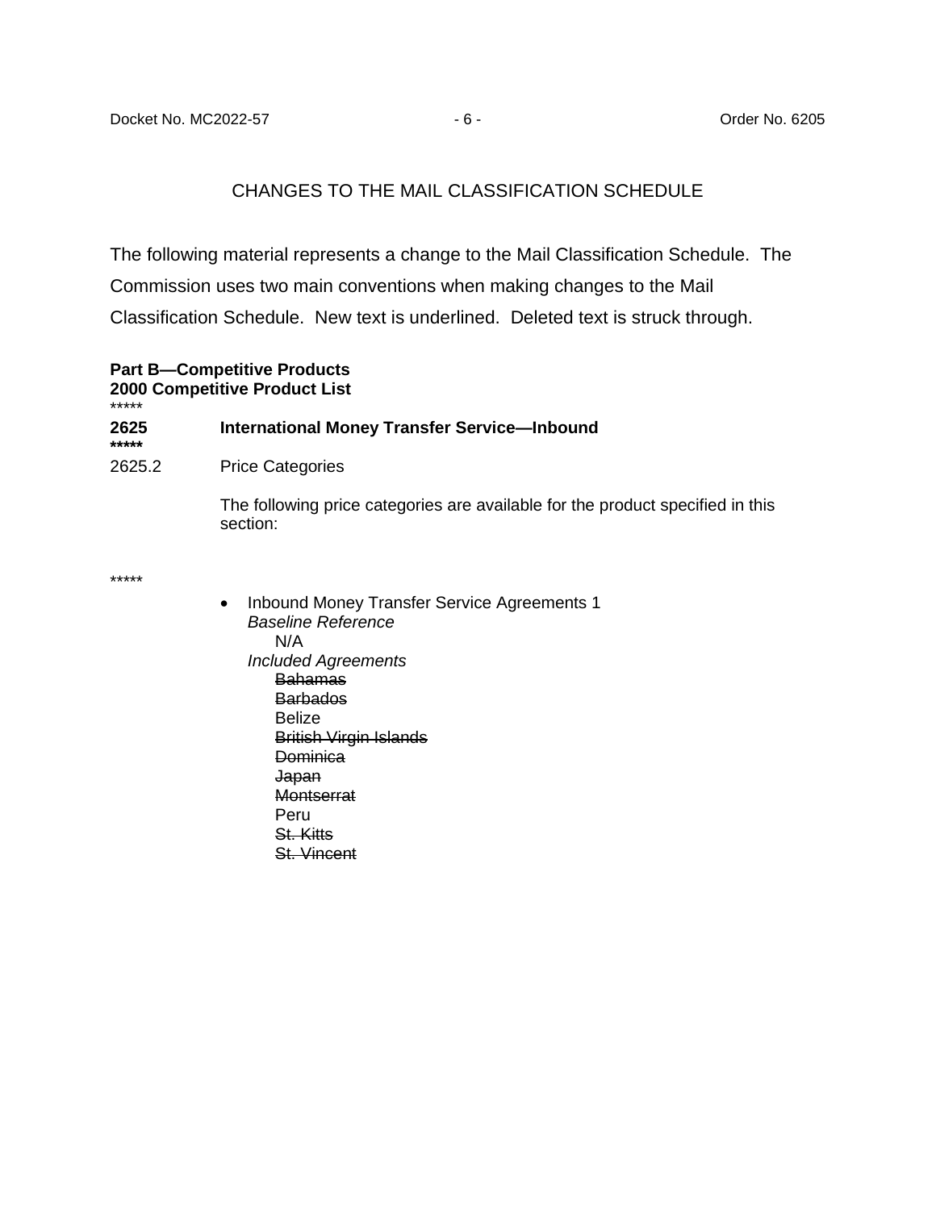# CHANGES TO THE MAIL CLASSIFICATION SCHEDULE

The following material represents a change to the Mail Classification Schedule. The Commission uses two main conventions when making changes to the Mail Classification Schedule. New text is underlined. Deleted text is struck through.

**Part B—Competitive Products**
**2000 Competitive Product List**

*****

**2625 International Money Transfer Service—Inbound**

*****

2625.2 Price Categories

The following price categories are available for the product specified in this section:

*****

- Inbound Money Transfer Service Agreements 1
  *Baseline Reference*
  N/A
  *Included Agreements*
  ~~Bahamas~~
  ~~Barbados~~
  Belize
  ~~British Virgin Islands~~
  ~~Dominica~~
  ~~Japan~~
  ~~Montserrat~~
  Peru
  ~~St. Kitts~~
  ~~St. Vincent~~